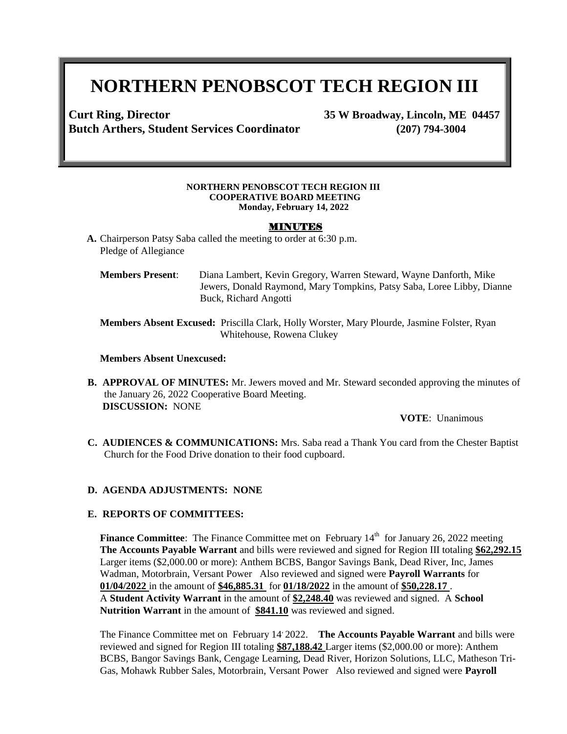# NORTHERN PENOBSCOT TECH REGION III

**Curt Ring, Director** **35 W Broadway, Lincoln, ME 04457**
**Butch Arthers, Student Services Coordinator** **(207) 794-3004**

**NORTHERN PENOBSCOT TECH REGION III**
**COOPERATIVE BOARD MEETING**
**Monday, February 14, 2022**

## MINUTES

**A.** Chairperson Patsy Saba called the meeting to order at 6:30 p.m.
Pledge of Allegiance

**Members Present**: Diana Lambert, Kevin Gregory, Warren Steward, Wayne Danforth, Mike Jewers, Donald Raymond, Mary Tompkins, Patsy Saba, Loree Libby, Dianne Buck, Richard Angotti

**Members Absent Excused:** Priscilla Clark, Holly Worster, Mary Plourde, Jasmine Folster, Ryan Whitehouse, Rowena Clukey

**Members Absent Unexcused:**

**B. APPROVAL OF MINUTES:** Mr. Jewers moved and Mr. Steward seconded approving the minutes of the January 26, 2022 Cooperative Board Meeting.
**DISCUSSION:** NONE

**VOTE**: Unanimous

**C. AUDIENCES & COMMUNICATIONS:** Mrs. Saba read a Thank You card from the Chester Baptist Church for the Food Drive donation to their food cupboard.

**D. AGENDA ADJUSTMENTS: NONE**

**E. REPORTS OF COMMITTEES:**

**Finance Committee**: The Finance Committee met on February 14th for January 26, 2022 meeting **The Accounts Payable Warrant** and bills were reviewed and signed for Region III totaling **$62,292.15** Larger items ($2,000.00 or more): Anthem BCBS, Bangor Savings Bank, Dead River, Inc, James Wadman, Motorbrain, Versant Power Also reviewed and signed were **Payroll Warrants** for **01/04/2022** in the amount of **$46,885.31** for **01/18/2022** in the amount of **$50,228.17** . A **Student Activity Warrant** in the amount of **$2,248.40** was reviewed and signed. A **School Nutrition Warrant** in the amount of **$841.10** was reviewed and signed.

The Finance Committee met on February 14, 2022. **The Accounts Payable Warrant** and bills were reviewed and signed for Region III totaling **$87,188.42** Larger items ($2,000.00 or more): Anthem BCBS, Bangor Savings Bank, Cengage Learning, Dead River, Horizon Solutions, LLC, Matheson Tri-Gas, Mohawk Rubber Sales, Motorbrain, Versant Power Also reviewed and signed were **Payroll**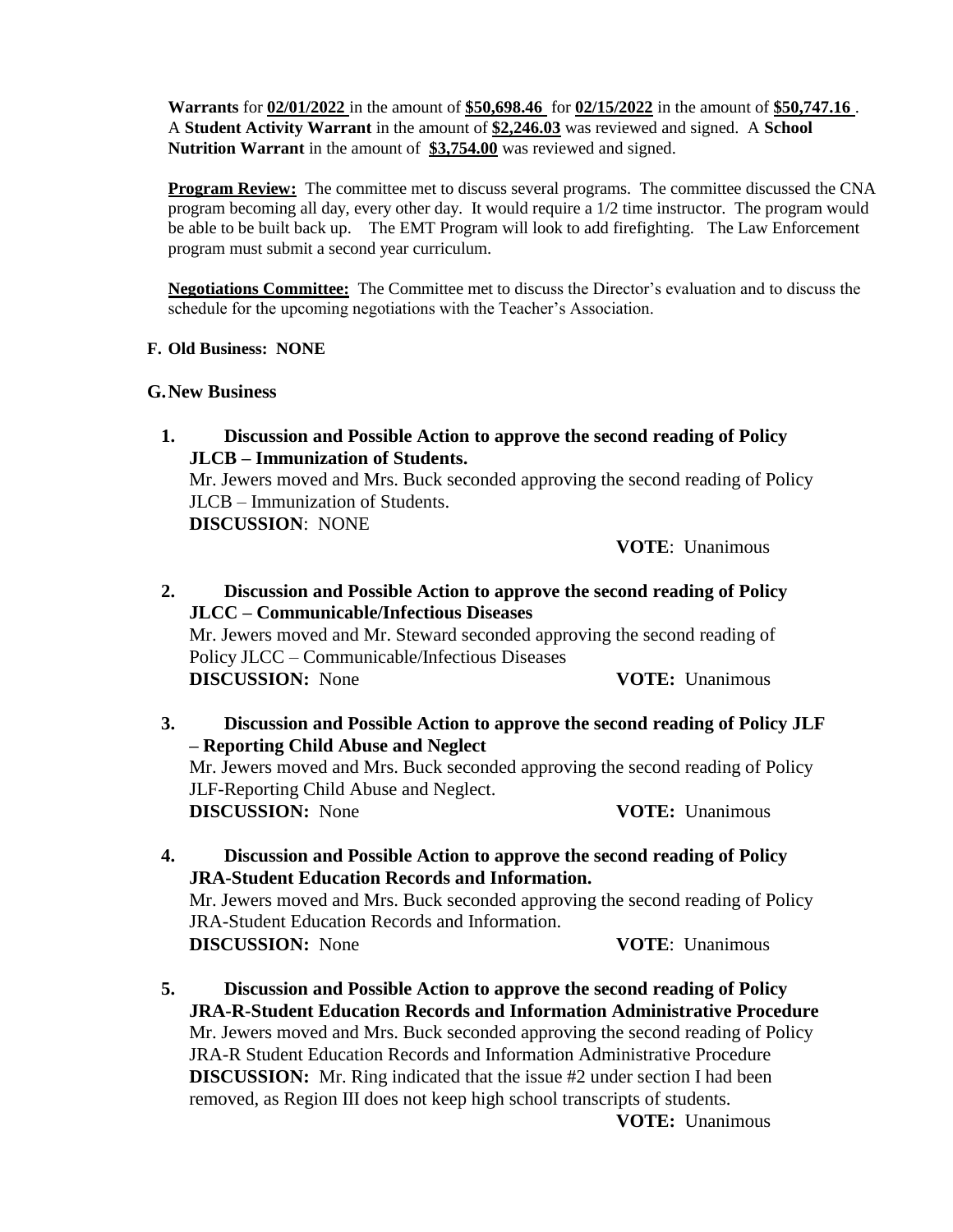**Warrants** for **02/01/2022** in the amount of **$50,698.46** for **02/15/2022** in the amount of **$50,747.16**. A **Student Activity Warrant** in the amount of **$2,246.03** was reviewed and signed. A **School Nutrition Warrant** in the amount of **$3,754.00** was reviewed and signed.

**Program Review:** The committee met to discuss several programs. The committee discussed the CNA program becoming all day, every other day. It would require a 1/2 time instructor. The program would be able to be built back up. The EMT Program will look to add firefighting. The Law Enforcement program must submit a second year curriculum.

**Negotiations Committee:** The Committee met to discuss the Director's evaluation and to discuss the schedule for the upcoming negotiations with the Teacher's Association.

**F. Old Business: NONE**

**G. New Business**

1. **Discussion and Possible Action to approve the second reading of Policy JLCB – Immunization of Students.**
   Mr. Jewers moved and Mrs. Buck seconded approving the second reading of Policy JLCB – Immunization of Students.
   **DISCUSSION**: NONE
   **VOTE**: Unanimous

2. **Discussion and Possible Action to approve the second reading of Policy JLCC – Communicable/Infectious Diseases**
   Mr. Jewers moved and Mr. Steward seconded approving the second reading of Policy JLCC – Communicable/Infectious Diseases
   **DISCUSSION:** None **VOTE:** Unanimous

3. **Discussion and Possible Action to approve the second reading of Policy JLF – Reporting Child Abuse and Neglect**
   Mr. Jewers moved and Mrs. Buck seconded approving the second reading of Policy JLF-Reporting Child Abuse and Neglect.
   **DISCUSSION:** None **VOTE:** Unanimous

4. **Discussion and Possible Action to approve the second reading of Policy JRA-Student Education Records and Information.**
   Mr. Jewers moved and Mrs. Buck seconded approving the second reading of Policy JRA-Student Education Records and Information.
   **DISCUSSION:** None **VOTE**: Unanimous

5. **Discussion and Possible Action to approve the second reading of Policy JRA-R-Student Education Records and Information Administrative Procedure**
   Mr. Jewers moved and Mrs. Buck seconded approving the second reading of Policy JRA-R Student Education Records and Information Administrative Procedure
   **DISCUSSION:** Mr. Ring indicated that the issue #2 under section I had been removed, as Region III does not keep high school transcripts of students.
   **VOTE:** Unanimous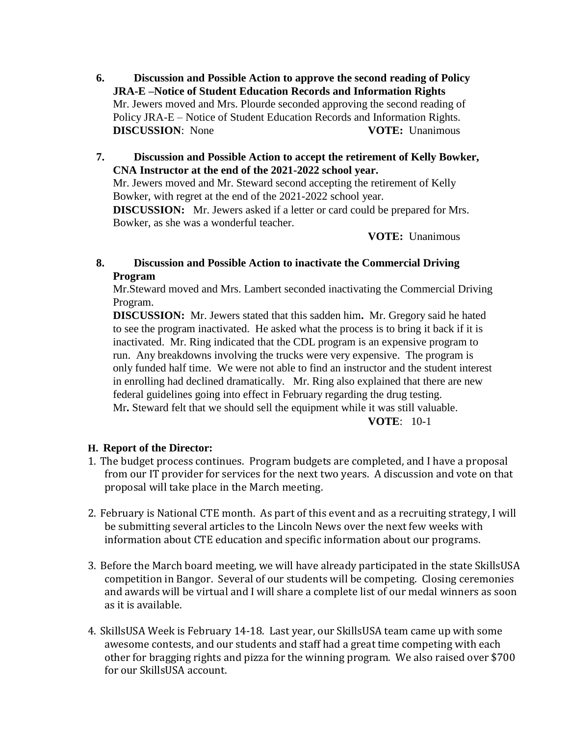**6. Discussion and Possible Action to approve the second reading of Policy JRA-E –Notice of Student Education Records and Information Rights**

Mr. Jewers moved and Mrs. Plourde seconded approving the second reading of Policy JRA-E – Notice of Student Education Records and Information Rights.

**DISCUSSION**: None **VOTE:** Unanimous

**7. Discussion and Possible Action to accept the retirement of Kelly Bowker, CNA Instructor at the end of the 2021-2022 school year.**

Mr. Jewers moved and Mr. Steward second accepting the retirement of Kelly Bowker, with regret at the end of the 2021-2022 school year.

**DISCUSSION:** Mr. Jewers asked if a letter or card could be prepared for Mrs. Bowker, as she was a wonderful teacher.

**VOTE:** Unanimous

**8. Discussion and Possible Action to inactivate the Commercial Driving Program**

Mr.Steward moved and Mrs. Lambert seconded inactivating the Commercial Driving Program.

**DISCUSSION:** Mr. Jewers stated that this sadden him**.** Mr. Gregory said he hated to see the program inactivated. He asked what the process is to bring it back if it is inactivated. Mr. Ring indicated that the CDL program is an expensive program to run. Any breakdowns involving the trucks were very expensive. The program is only funded half time. We were not able to find an instructor and the student interest in enrolling had declined dramatically. Mr. Ring also explained that there are new federal guidelines going into effect in February regarding the drug testing. Mr**.** Steward felt that we should sell the equipment while it was still valuable.

**VOTE**: 10-1

**H. Report of the Director:**

1. The budget process continues. Program budgets are completed, and I have a proposal from our IT provider for services for the next two years. A discussion and vote on that proposal will take place in the March meeting.

2. February is National CTE month. As part of this event and as a recruiting strategy, I will be submitting several articles to the Lincoln News over the next few weeks with information about CTE education and specific information about our programs.

3. Before the March board meeting, we will have already participated in the state SkillsUSA competition in Bangor. Several of our students will be competing. Closing ceremonies and awards will be virtual and I will share a complete list of our medal winners as soon as it is available.

4. SkillsUSA Week is February 14-18. Last year, our SkillsUSA team came up with some awesome contests, and our students and staff had a great time competing with each other for bragging rights and pizza for the winning program. We also raised over $700 for our SkillsUSA account.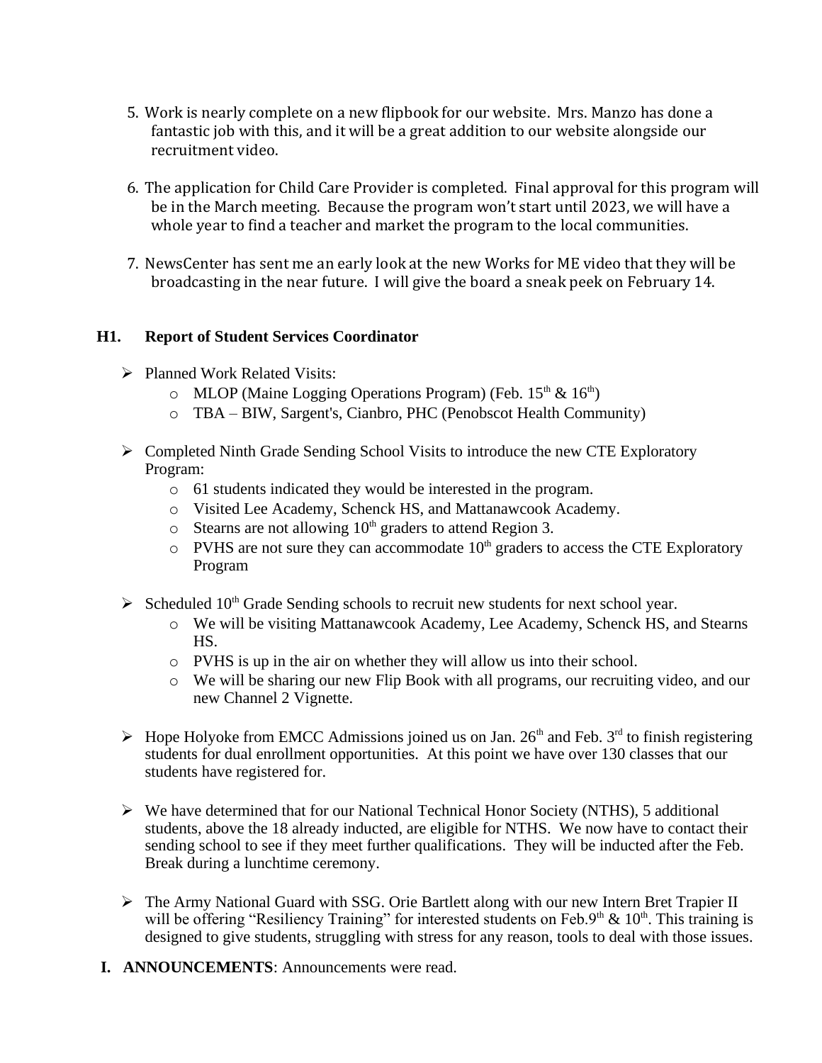5. Work is nearly complete on a new flipbook for our website. Mrs. Manzo has done a fantastic job with this, and it will be a great addition to our website alongside our recruitment video.

6. The application for Child Care Provider is completed. Final approval for this program will be in the March meeting. Because the program won't start until 2023, we will have a whole year to find a teacher and market the program to the local communities.

7. NewsCenter has sent me an early look at the new Works for ME video that they will be broadcasting in the near future. I will give the board a sneak peek on February 14.

## H1. Report of Student Services Coordinator

- Planned Work Related Visits:
  - MLOP (Maine Logging Operations Program) (Feb. 15th & 16th)
  - TBA – BIW, Sargent's, Cianbro, PHC (Penobscot Health Community)

- Completed Ninth Grade Sending School Visits to introduce the new CTE Exploratory Program:
  - 61 students indicated they would be interested in the program.
  - Visited Lee Academy, Schenck HS, and Mattanawcook Academy.
  - Stearns are not allowing 10th graders to attend Region 3.
  - PVHS are not sure they can accommodate 10th graders to access the CTE Exploratory Program

- Scheduled 10th Grade Sending schools to recruit new students for next school year.
  - We will be visiting Mattanawcook Academy, Lee Academy, Schenck HS, and Stearns HS.
  - PVHS is up in the air on whether they will allow us into their school.
  - We will be sharing our new Flip Book with all programs, our recruiting video, and our new Channel 2 Vignette.

- Hope Holyoke from EMCC Admissions joined us on Jan. 26th and Feb. 3rd to finish registering students for dual enrollment opportunities. At this point we have over 130 classes that our students have registered for.

- We have determined that for our National Technical Honor Society (NTHS), 5 additional students, above the 18 already inducted, are eligible for NTHS. We now have to contact their sending school to see if they meet further qualifications. They will be inducted after the Feb. Break during a lunchtime ceremony.

- The Army National Guard with SSG. Orie Bartlett along with our new Intern Bret Trapier II will be offering "Resiliency Training" for interested students on Feb.9th & 10th. This training is designed to give students, struggling with stress for any reason, tools to deal with those issues.

**I. ANNOUNCEMENTS**: Announcements were read.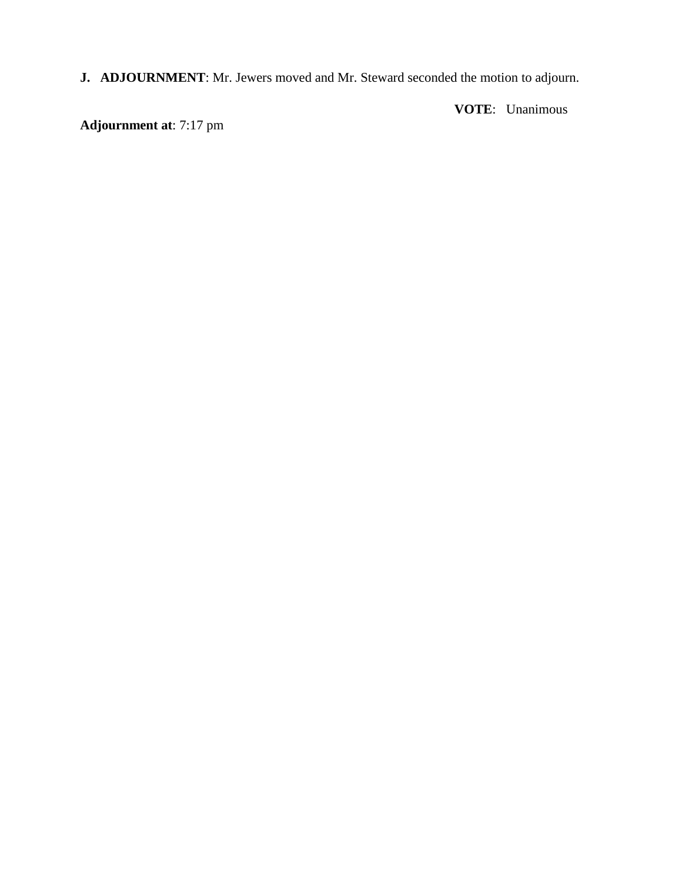**J. ADJOURNMENT**: Mr. Jewers moved and Mr. Steward seconded the motion to adjourn.

**VOTE**: Unanimous

**Adjournment at**: 7:17 pm